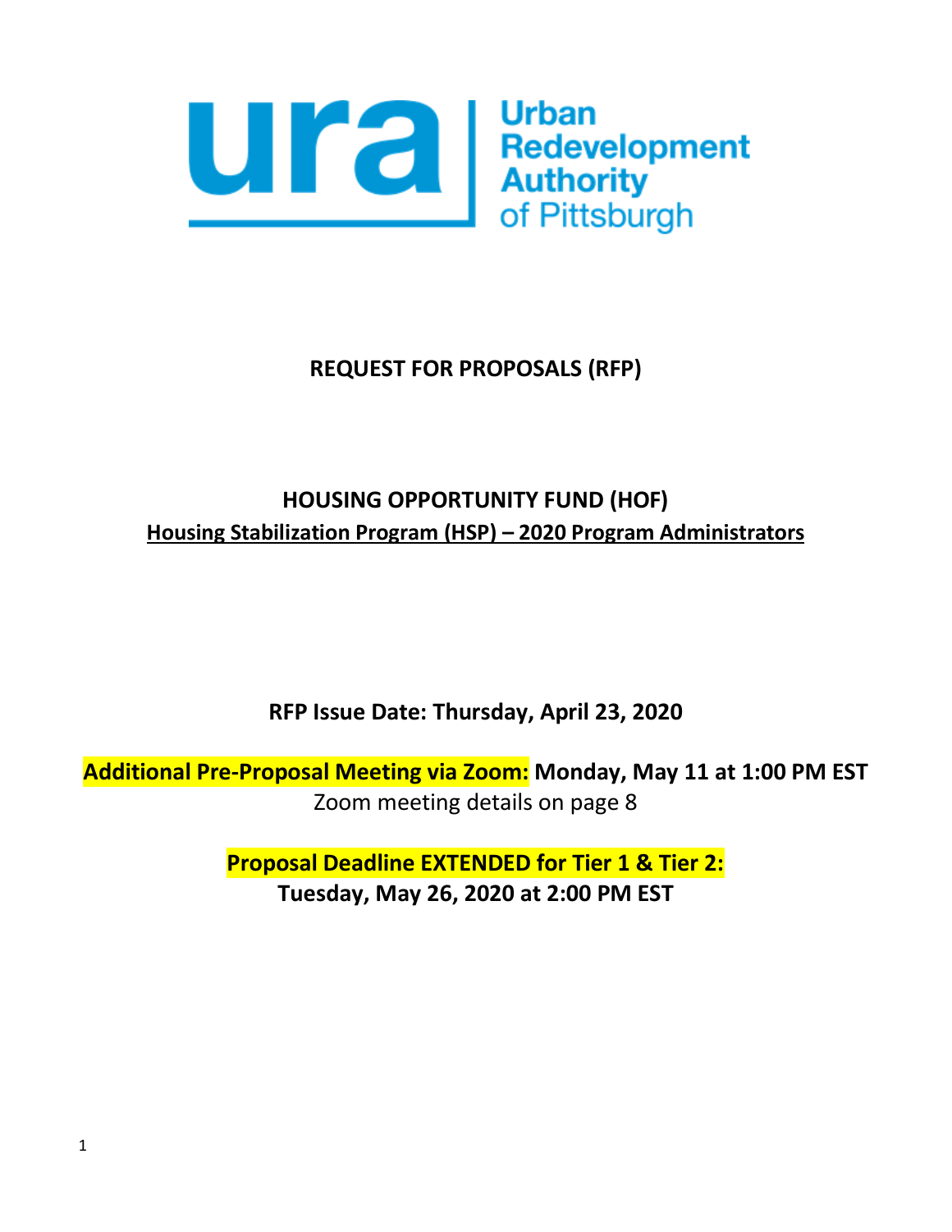ura | Urban Redevelopment Authority of Pittsburgh

# REQUEST FOR PROPOSALS (RFP)

## HOUSING OPPORTUNITY FUND (HOF)

**Housing Stabilization Program (HSP) – 2020 Program Administrators**

**RFP Issue Date: Thursday, April 23, 2020**

**Additional Pre-Proposal Meeting via Zoom: Monday, May 11 at 1:00 PM EST**
Zoom meeting details on page 8

**Proposal Deadline EXTENDED for Tier 1 & Tier 2:**
**Tuesday, May 26, 2020 at 2:00 PM EST**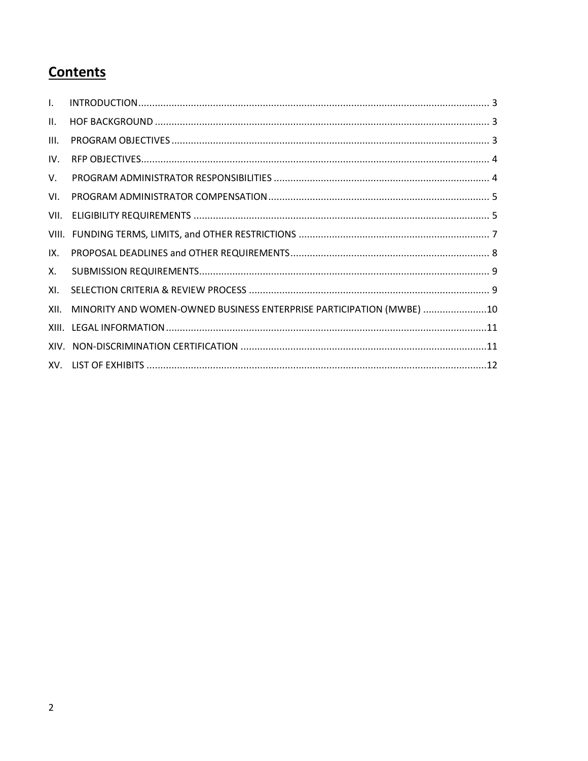# Contents

- I. INTRODUCTION .......... 3
- II. HOF BACKGROUND .......... 3
- III. PROGRAM OBJECTIVES .......... 3
- IV. RFP OBJECTIVES .......... 4
- V. PROGRAM ADMINISTRATOR RESPONSIBILITIES .......... 4
- VI. PROGRAM ADMINISTRATOR COMPENSATION .......... 5
- VII. ELIGIBILITY REQUIREMENTS .......... 5
- VIII. FUNDING TERMS, LIMITS, and OTHER RESTRICTIONS .......... 7
- IX. PROPOSAL DEADLINES and OTHER REQUIREMENTS .......... 8
- X. SUBMISSION REQUIREMENTS .......... 9
- XI. SELECTION CRITERIA & REVIEW PROCESS .......... 9
- XII. MINORITY AND WOMEN-OWNED BUSINESS ENTERPRISE PARTICIPATION (MWBE) .......... 10
- XIII. LEGAL INFORMATION .......... 11
- XIV. NON-DISCRIMINATION CERTIFICATION .......... 11
- XV. LIST OF EXHIBITS .......... 12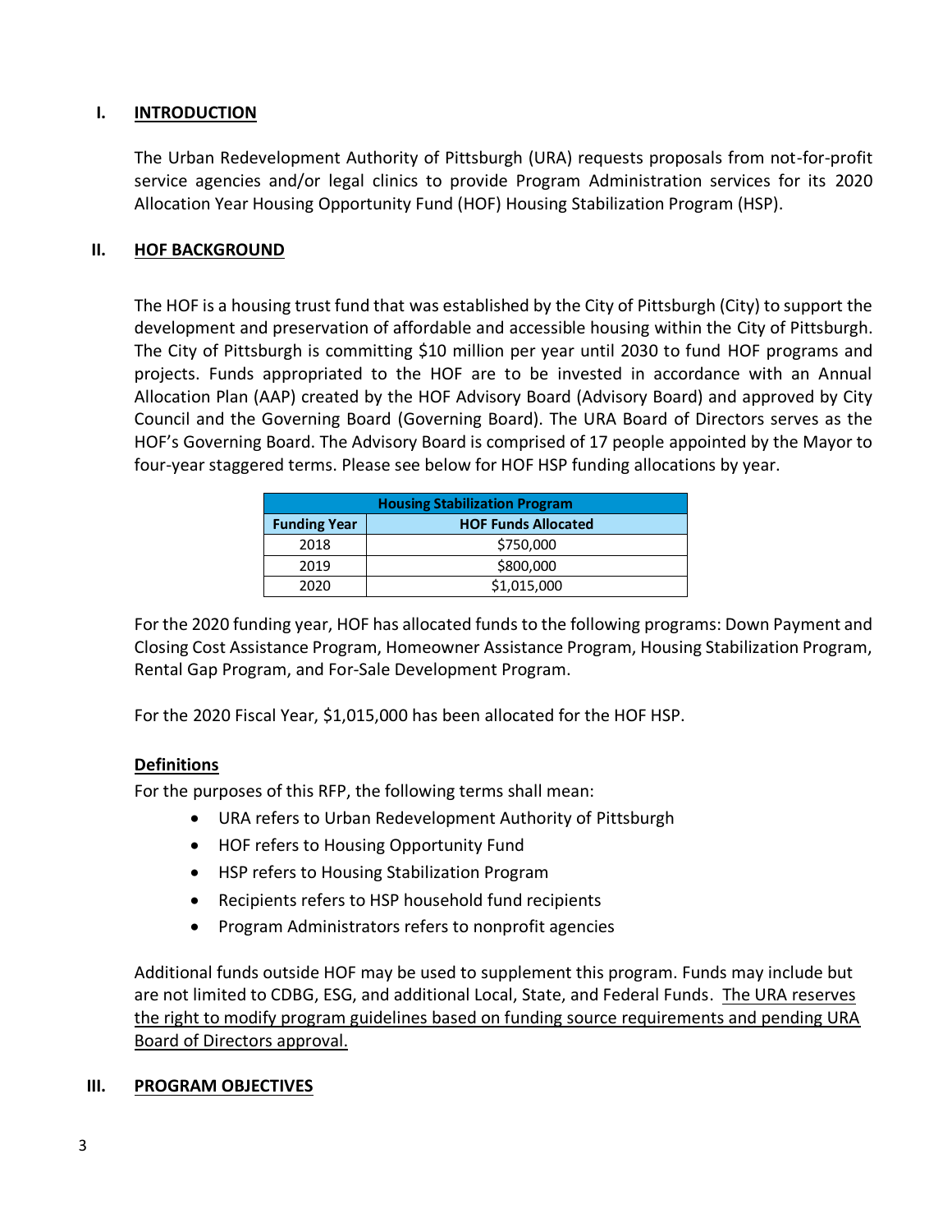## I. INTRODUCTION

The Urban Redevelopment Authority of Pittsburgh (URA) requests proposals from not-for-profit service agencies and/or legal clinics to provide Program Administration services for its 2020 Allocation Year Housing Opportunity Fund (HOF) Housing Stabilization Program (HSP).

## II. HOF BACKGROUND

The HOF is a housing trust fund that was established by the City of Pittsburgh (City) to support the development and preservation of affordable and accessible housing within the City of Pittsburgh. The City of Pittsburgh is committing $10 million per year until 2030 to fund HOF programs and projects. Funds appropriated to the HOF are to be invested in accordance with an Annual Allocation Plan (AAP) created by the HOF Advisory Board (Advisory Board) and approved by City Council and the Governing Board (Governing Board). The URA Board of Directors serves as the HOF's Governing Board. The Advisory Board is comprised of 17 people appointed by the Mayor to four-year staggered terms. Please see below for HOF HSP funding allocations by year.

| Housing Stabilization Program | |
|---|---|
| **Funding Year** | **HOF Funds Allocated** |
| 2018 | $750,000 |
| 2019 | $800,000 |
| 2020 | $1,015,000 |

For the 2020 funding year, HOF has allocated funds to the following programs: Down Payment and Closing Cost Assistance Program, Homeowner Assistance Program, Housing Stabilization Program, Rental Gap Program, and For-Sale Development Program.

For the 2020 Fiscal Year, $1,015,000 has been allocated for the HOF HSP.

### Definitions

For the purposes of this RFP, the following terms shall mean:

- URA refers to Urban Redevelopment Authority of Pittsburgh
- HOF refers to Housing Opportunity Fund
- HSP refers to Housing Stabilization Program
- Recipients refers to HSP household fund recipients
- Program Administrators refers to nonprofit agencies

Additional funds outside HOF may be used to supplement this program. Funds may include but are not limited to CDBG, ESG, and additional Local, State, and Federal Funds. The URA reserves the right to modify program guidelines based on funding source requirements and pending URA Board of Directors approval.

## III. PROGRAM OBJECTIVES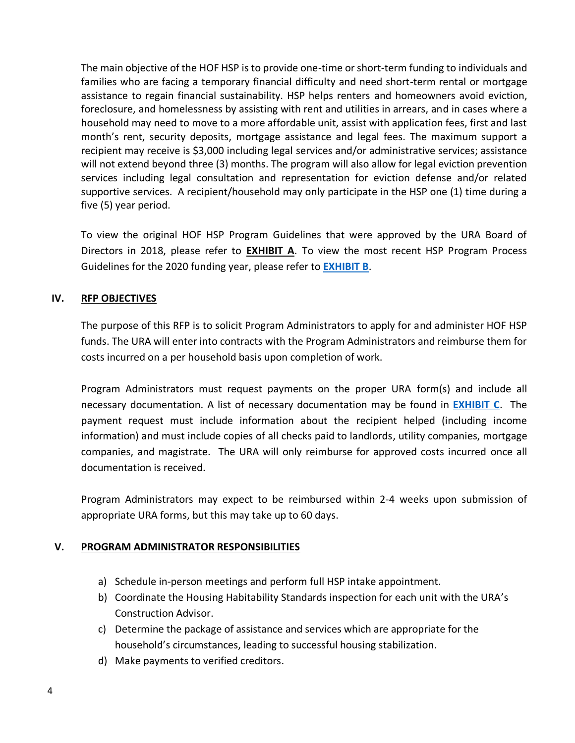The main objective of the HOF HSP is to provide one-time or short-term funding to individuals and families who are facing a temporary financial difficulty and need short-term rental or mortgage assistance to regain financial sustainability. HSP helps renters and homeowners avoid eviction, foreclosure, and homelessness by assisting with rent and utilities in arrears, and in cases where a household may need to move to a more affordable unit, assist with application fees, first and last month's rent, security deposits, mortgage assistance and legal fees. The maximum support a recipient may receive is $3,000 including legal services and/or administrative services; assistance will not extend beyond three (3) months. The program will also allow for legal eviction prevention services including legal consultation and representation for eviction defense and/or related supportive services. A recipient/household may only participate in the HSP one (1) time during a five (5) year period.

To view the original HOF HSP Program Guidelines that were approved by the URA Board of Directors in 2018, please refer to **EXHIBIT A**. To view the most recent HSP Program Process Guidelines for the 2020 funding year, please refer to **EXHIBIT B**.

## IV. RFP OBJECTIVES

The purpose of this RFP is to solicit Program Administrators to apply for and administer HOF HSP funds. The URA will enter into contracts with the Program Administrators and reimburse them for costs incurred on a per household basis upon completion of work.

Program Administrators must request payments on the proper URA form(s) and include all necessary documentation. A list of necessary documentation may be found in **EXHIBIT C**. The payment request must include information about the recipient helped (including income information) and must include copies of all checks paid to landlords, utility companies, mortgage companies, and magistrate. The URA will only reimburse for approved costs incurred once all documentation is received.

Program Administrators may expect to be reimbursed within 2-4 weeks upon submission of appropriate URA forms, but this may take up to 60 days.

## V. PROGRAM ADMINISTRATOR RESPONSIBILITIES

a) Schedule in-person meetings and perform full HSP intake appointment.
b) Coordinate the Housing Habitability Standards inspection for each unit with the URA's Construction Advisor.
c) Determine the package of assistance and services which are appropriate for the household's circumstances, leading to successful housing stabilization.
d) Make payments to verified creditors.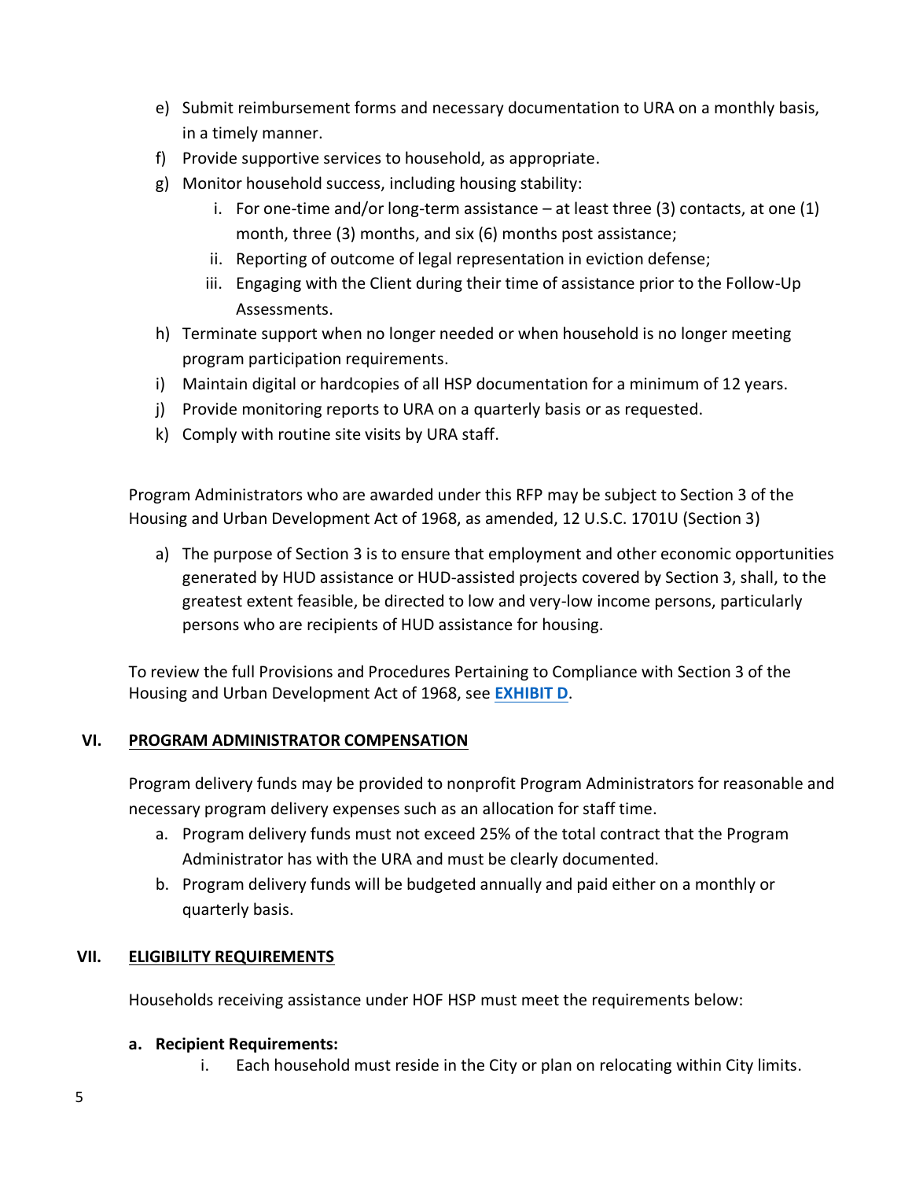e) Submit reimbursement forms and necessary documentation to URA on a monthly basis, in a timely manner.
f) Provide supportive services to household, as appropriate.
g) Monitor household success, including housing stability:
   i. For one-time and/or long-term assistance – at least three (3) contacts, at one (1) month, three (3) months, and six (6) months post assistance;
   ii. Reporting of outcome of legal representation in eviction defense;
   iii. Engaging with the Client during their time of assistance prior to the Follow-Up Assessments.
h) Terminate support when no longer needed or when household is no longer meeting program participation requirements.
i) Maintain digital or hardcopies of all HSP documentation for a minimum of 12 years.
j) Provide monitoring reports to URA on a quarterly basis or as requested.
k) Comply with routine site visits by URA staff.

Program Administrators who are awarded under this RFP may be subject to Section 3 of the Housing and Urban Development Act of 1968, as amended, 12 U.S.C. 1701U (Section 3)

a) The purpose of Section 3 is to ensure that employment and other economic opportunities generated by HUD assistance or HUD-assisted projects covered by Section 3, shall, to the greatest extent feasible, be directed to low and very-low income persons, particularly persons who are recipients of HUD assistance for housing.

To review the full Provisions and Procedures Pertaining to Compliance with Section 3 of the Housing and Urban Development Act of 1968, see **EXHIBIT D**.

## VI. PROGRAM ADMINISTRATOR COMPENSATION

Program delivery funds may be provided to nonprofit Program Administrators for reasonable and necessary program delivery expenses such as an allocation for staff time.

a. Program delivery funds must not exceed 25% of the total contract that the Program Administrator has with the URA and must be clearly documented.
b. Program delivery funds will be budgeted annually and paid either on a monthly or quarterly basis.

## VII. ELIGIBILITY REQUIREMENTS

Households receiving assistance under HOF HSP must meet the requirements below:

**a. Recipient Requirements:**

i. Each household must reside in the City or plan on relocating within City limits.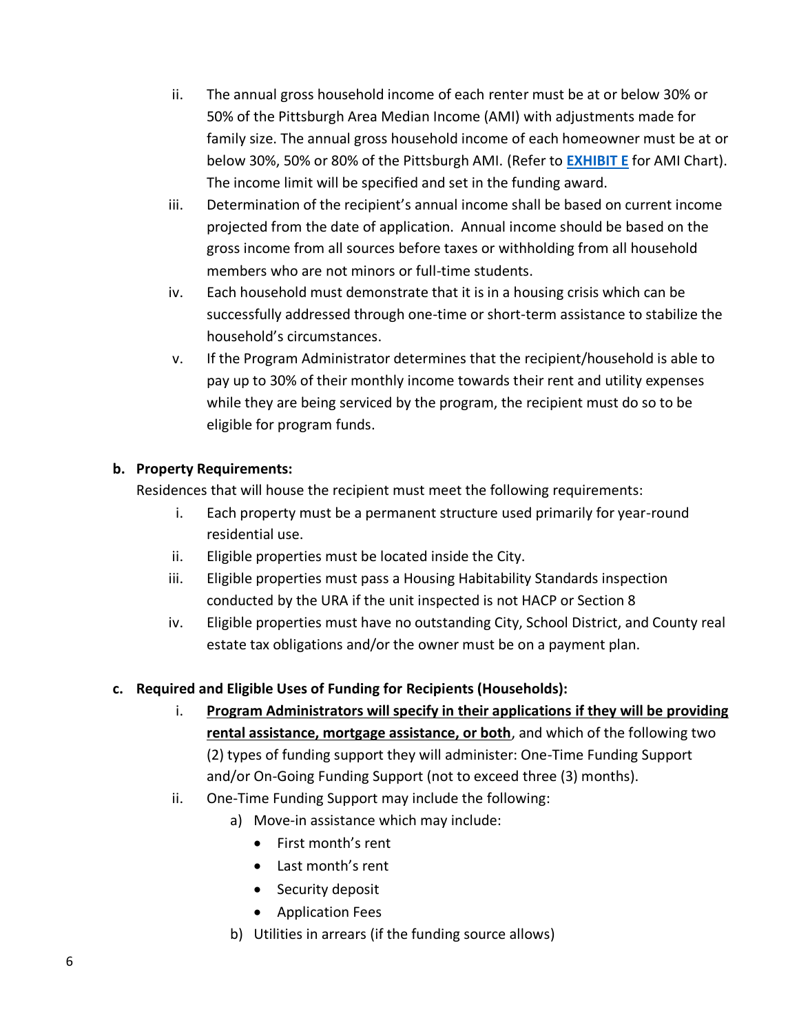ii. The annual gross household income of each renter must be at or below 30% or 50% of the Pittsburgh Area Median Income (AMI) with adjustments made for family size. The annual gross household income of each homeowner must be at or below 30%, 50% or 80% of the Pittsburgh AMI. (Refer to **EXHIBIT E** for AMI Chart). The income limit will be specified and set in the funding award.

iii. Determination of the recipient's annual income shall be based on current income projected from the date of application. Annual income should be based on the gross income from all sources before taxes or withholding from all household members who are not minors or full-time students.

iv. Each household must demonstrate that it is in a housing crisis which can be successfully addressed through one-time or short-term assistance to stabilize the household's circumstances.

v. If the Program Administrator determines that the recipient/household is able to pay up to 30% of their monthly income towards their rent and utility expenses while they are being serviced by the program, the recipient must do so to be eligible for program funds.

**b. Property Requirements:**

Residences that will house the recipient must meet the following requirements:

i. Each property must be a permanent structure used primarily for year-round residential use.

ii. Eligible properties must be located inside the City.

iii. Eligible properties must pass a Housing Habitability Standards inspection conducted by the URA if the unit inspected is not HACP or Section 8

iv. Eligible properties must have no outstanding City, School District, and County real estate tax obligations and/or the owner must be on a payment plan.

**c. Required and Eligible Uses of Funding for Recipients (Households):**

i. **Program Administrators will specify in their applications if they will be providing rental assistance, mortgage assistance, or both**, and which of the following two (2) types of funding support they will administer: One-Time Funding Support and/or On-Going Funding Support (not to exceed three (3) months).

ii. One-Time Funding Support may include the following:

a) Move-in assistance which may include:
   - First month's rent
   - Last month's rent
   - Security deposit
   - Application Fees

b) Utilities in arrears (if the funding source allows)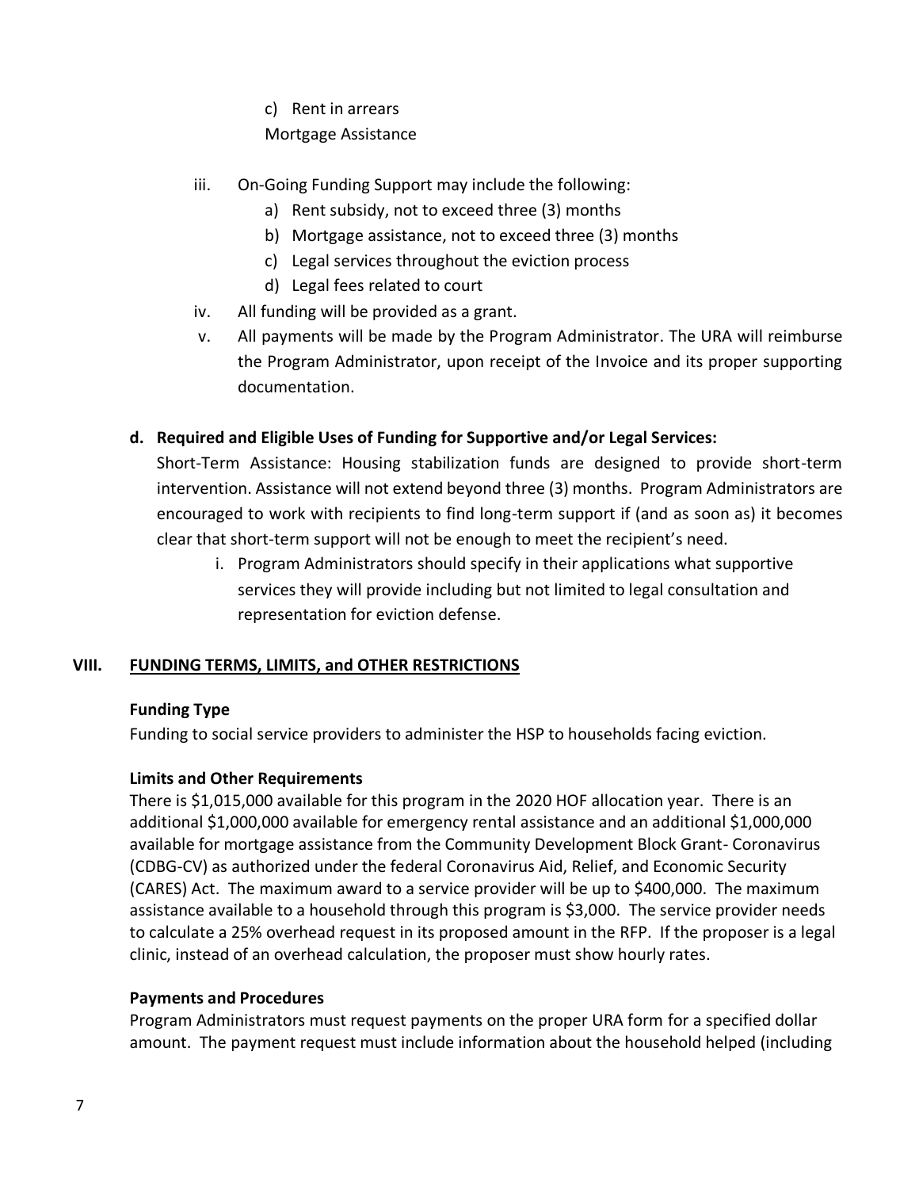c) Rent in arrears

Mortgage Assistance

iii. On-Going Funding Support may include the following:
   a) Rent subsidy, not to exceed three (3) months
   b) Mortgage assistance, not to exceed three (3) months
   c) Legal services throughout the eviction process
   d) Legal fees related to court

iv. All funding will be provided as a grant.

v. All payments will be made by the Program Administrator. The URA will reimburse the Program Administrator, upon receipt of the Invoice and its proper supporting documentation.

**d. Required and Eligible Uses of Funding for Supportive and/or Legal Services:**

Short-Term Assistance: Housing stabilization funds are designed to provide short-term intervention. Assistance will not extend beyond three (3) months. Program Administrators are encouraged to work with recipients to find long-term support if (and as soon as) it becomes clear that short-term support will not be enough to meet the recipient's need.

i. Program Administrators should specify in their applications what supportive services they will provide including but not limited to legal consultation and representation for eviction defense.

## VIII. FUNDING TERMS, LIMITS, and OTHER RESTRICTIONS

**Funding Type**

Funding to social service providers to administer the HSP to households facing eviction.

**Limits and Other Requirements**

There is $1,015,000 available for this program in the 2020 HOF allocation year. There is an additional $1,000,000 available for emergency rental assistance and an additional $1,000,000 available for mortgage assistance from the Community Development Block Grant- Coronavirus (CDBG-CV) as authorized under the federal Coronavirus Aid, Relief, and Economic Security (CARES) Act. The maximum award to a service provider will be up to $400,000. The maximum assistance available to a household through this program is $3,000. The service provider needs to calculate a 25% overhead request in its proposed amount in the RFP. If the proposer is a legal clinic, instead of an overhead calculation, the proposer must show hourly rates.

**Payments and Procedures**

Program Administrators must request payments on the proper URA form for a specified dollar amount. The payment request must include information about the household helped (including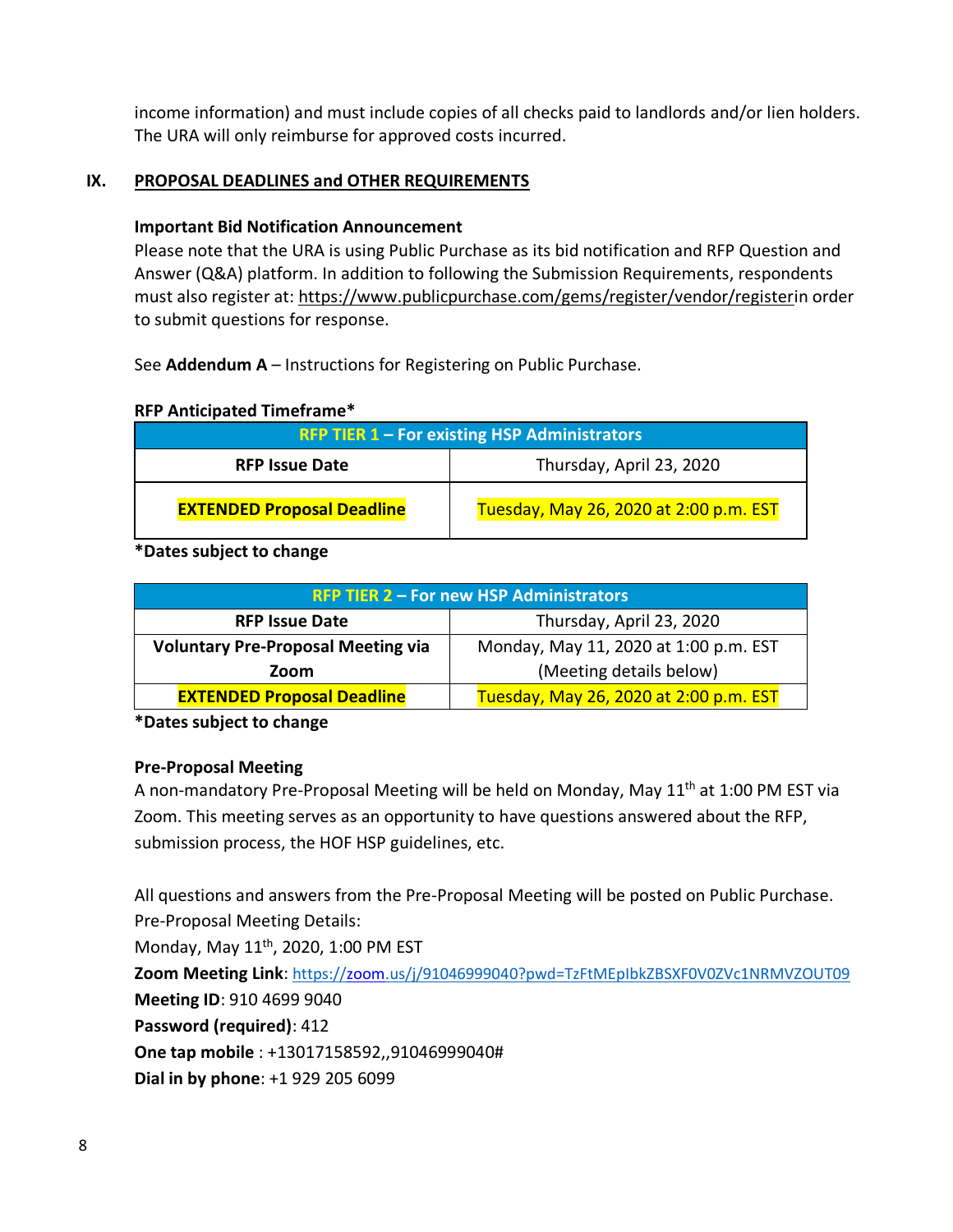income information) and must include copies of all checks paid to landlords and/or lien holders. The URA will only reimburse for approved costs incurred.

## IX. PROPOSAL DEADLINES and OTHER REQUIREMENTS

**Important Bid Notification Announcement**

Please note that the URA is using Public Purchase as its bid notification and RFP Question and Answer (Q&A) platform. In addition to following the Submission Requirements, respondents must also register at: https://www.publicpurchase.com/gems/register/vendor/registerin order to submit questions for response.

See **Addendum A** – Instructions for Registering on Public Purchase.

**RFP Anticipated Timeframe***

| RFP TIER 1 – For existing HSP Administrators | |
|---|---|
| **RFP Issue Date** | Thursday, April 23, 2020 |
| **EXTENDED Proposal Deadline** | Tuesday, May 26, 2020 at 2:00 p.m. EST |

***Dates subject to change**

| RFP TIER 2 – For new HSP Administrators | |
|---|---|
| **RFP Issue Date** | Thursday, April 23, 2020 |
| **Voluntary Pre-Proposal Meeting via Zoom** | Monday, May 11, 2020 at 1:00 p.m. EST (Meeting details below) |
| **EXTENDED Proposal Deadline** | Tuesday, May 26, 2020 at 2:00 p.m. EST |

***Dates subject to change**

**Pre-Proposal Meeting**

A non-mandatory Pre-Proposal Meeting will be held on Monday, May 11th at 1:00 PM EST via Zoom. This meeting serves as an opportunity to have questions answered about the RFP, submission process, the HOF HSP guidelines, etc.

All questions and answers from the Pre-Proposal Meeting will be posted on Public Purchase.
Pre-Proposal Meeting Details:
Monday, May 11th, 2020, 1:00 PM EST
**Zoom Meeting Link**: https://zoom.us/j/91046999040?pwd=TzFtMEpIbkZBSXF0V0ZVc1NRMVZOUT09
**Meeting ID**: 910 4699 9040
**Password (required)**: 412
**One tap mobile** : +13017158592,,91046999040#
**Dial in by phone**: +1 929 205 6099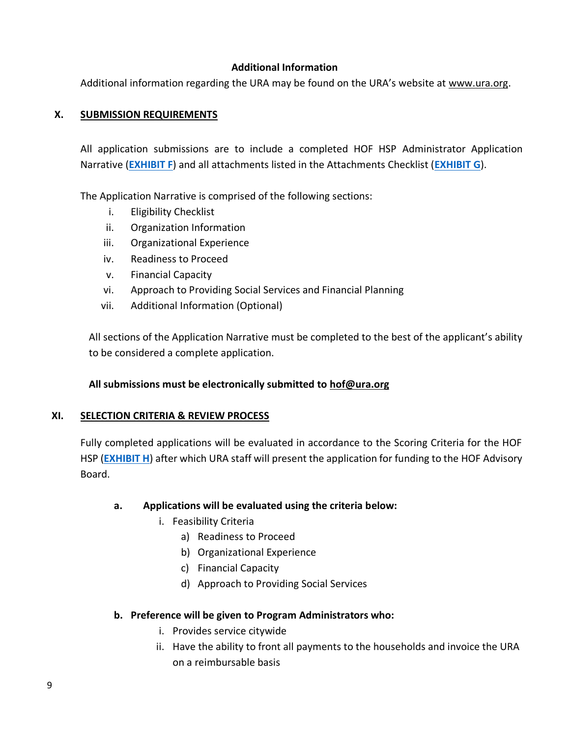### Additional Information

Additional information regarding the URA may be found on the URA's website at www.ura.org.

## X. SUBMISSION REQUIREMENTS

All application submissions are to include a completed HOF HSP Administrator Application Narrative (**EXHIBIT F**) and all attachments listed in the Attachments Checklist (**EXHIBIT G**).

The Application Narrative is comprised of the following sections:

i. Eligibility Checklist
ii. Organization Information
iii. Organizational Experience
iv. Readiness to Proceed
v. Financial Capacity
vi. Approach to Providing Social Services and Financial Planning
vii. Additional Information (Optional)

All sections of the Application Narrative must be completed to the best of the applicant's ability to be considered a complete application.

**All submissions must be electronically submitted to hof@ura.org**

## XI. SELECTION CRITERIA & REVIEW PROCESS

Fully completed applications will be evaluated in accordance to the Scoring Criteria for the HOF HSP (**EXHIBIT H**) after which URA staff will present the application for funding to the HOF Advisory Board.

**a. Applications will be evaluated using the criteria below:**

i. Feasibility Criteria
   a) Readiness to Proceed
   b) Organizational Experience
   c) Financial Capacity
   d) Approach to Providing Social Services

**b. Preference will be given to Program Administrators who:**

i. Provides service citywide
ii. Have the ability to front all payments to the households and invoice the URA on a reimbursable basis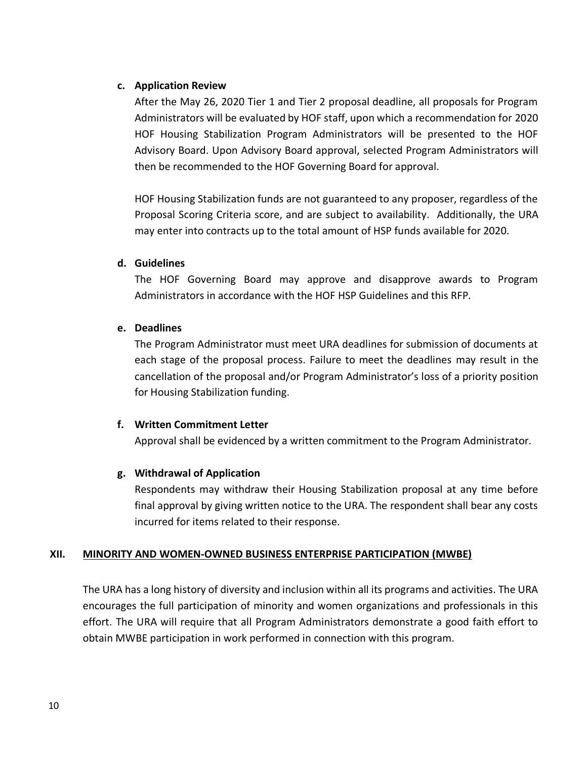**c. Application Review**

After the May 26, 2020 Tier 1 and Tier 2 proposal deadline, all proposals for Program Administrators will be evaluated by HOF staff, upon which a recommendation for 2020 HOF Housing Stabilization Program Administrators will be presented to the HOF Advisory Board. Upon Advisory Board approval, selected Program Administrators will then be recommended to the HOF Governing Board for approval.

HOF Housing Stabilization funds are not guaranteed to any proposer, regardless of the Proposal Scoring Criteria score, and are subject to availability. Additionally, the URA may enter into contracts up to the total amount of HSP funds available for 2020.

**d. Guidelines**

The HOF Governing Board may approve and disapprove awards to Program Administrators in accordance with the HOF HSP Guidelines and this RFP.

**e. Deadlines**

The Program Administrator must meet URA deadlines for submission of documents at each stage of the proposal process. Failure to meet the deadlines may result in the cancellation of the proposal and/or Program Administrator's loss of a priority position for Housing Stabilization funding.

**f. Written Commitment Letter**

Approval shall be evidenced by a written commitment to the Program Administrator.

**g. Withdrawal of Application**

Respondents may withdraw their Housing Stabilization proposal at any time before final approval by giving written notice to the URA. The respondent shall bear any costs incurred for items related to their response.

## XII. MINORITY AND WOMEN-OWNED BUSINESS ENTERPRISE PARTICIPATION (MWBE)

The URA has a long history of diversity and inclusion within all its programs and activities. The URA encourages the full participation of minority and women organizations and professionals in this effort. The URA will require that all Program Administrators demonstrate a good faith effort to obtain MWBE participation in work performed in connection with this program.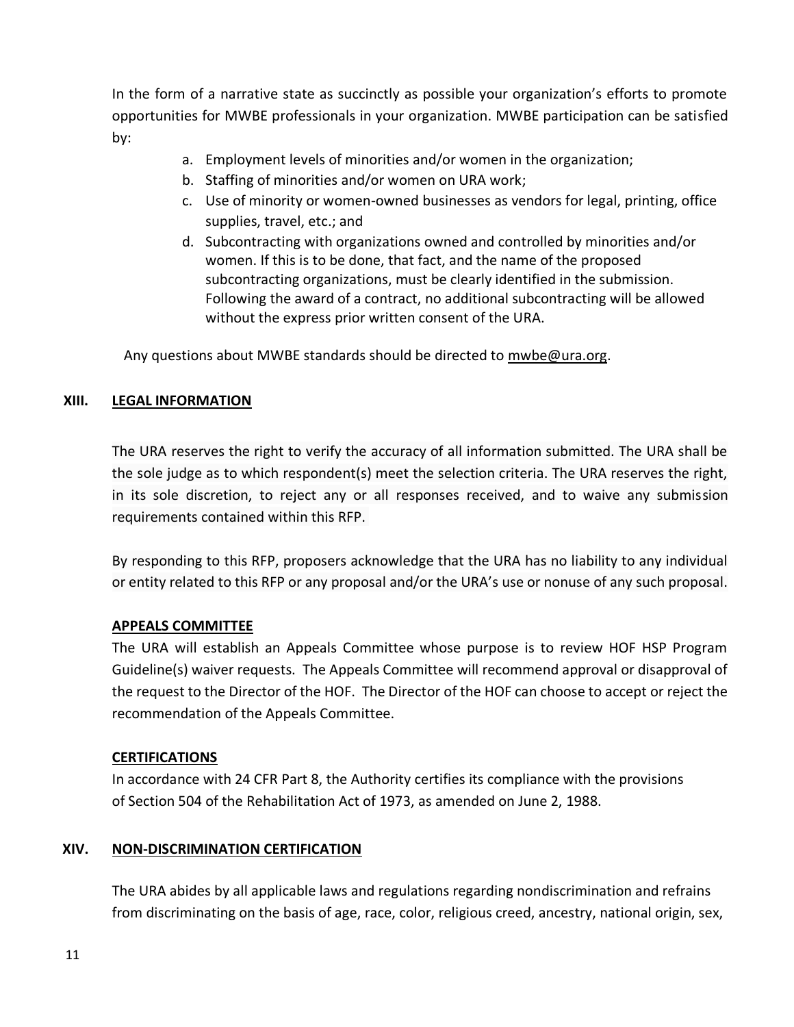In the form of a narrative state as succinctly as possible your organization's efforts to promote opportunities for MWBE professionals in your organization. MWBE participation can be satisfied by:

a. Employment levels of minorities and/or women in the organization;
b. Staffing of minorities and/or women on URA work;
c. Use of minority or women-owned businesses as vendors for legal, printing, office supplies, travel, etc.; and
d. Subcontracting with organizations owned and controlled by minorities and/or women. If this is to be done, that fact, and the name of the proposed subcontracting organizations, must be clearly identified in the submission. Following the award of a contract, no additional subcontracting will be allowed without the express prior written consent of the URA.

Any questions about MWBE standards should be directed to mwbe@ura.org.

## XIII. LEGAL INFORMATION

The URA reserves the right to verify the accuracy of all information submitted. The URA shall be the sole judge as to which respondent(s) meet the selection criteria. The URA reserves the right, in its sole discretion, to reject any or all responses received, and to waive any submission requirements contained within this RFP.

By responding to this RFP, proposers acknowledge that the URA has no liability to any individual or entity related to this RFP or any proposal and/or the URA's use or nonuse of any such proposal.

### APPEALS COMMITTEE

The URA will establish an Appeals Committee whose purpose is to review HOF HSP Program Guideline(s) waiver requests. The Appeals Committee will recommend approval or disapproval of the request to the Director of the HOF. The Director of the HOF can choose to accept or reject the recommendation of the Appeals Committee.

### CERTIFICATIONS

In accordance with 24 CFR Part 8, the Authority certifies its compliance with the provisions of Section 504 of the Rehabilitation Act of 1973, as amended on June 2, 1988.

## XIV. NON-DISCRIMINATION CERTIFICATION

The URA abides by all applicable laws and regulations regarding nondiscrimination and refrains from discriminating on the basis of age, race, color, religious creed, ancestry, national origin, sex,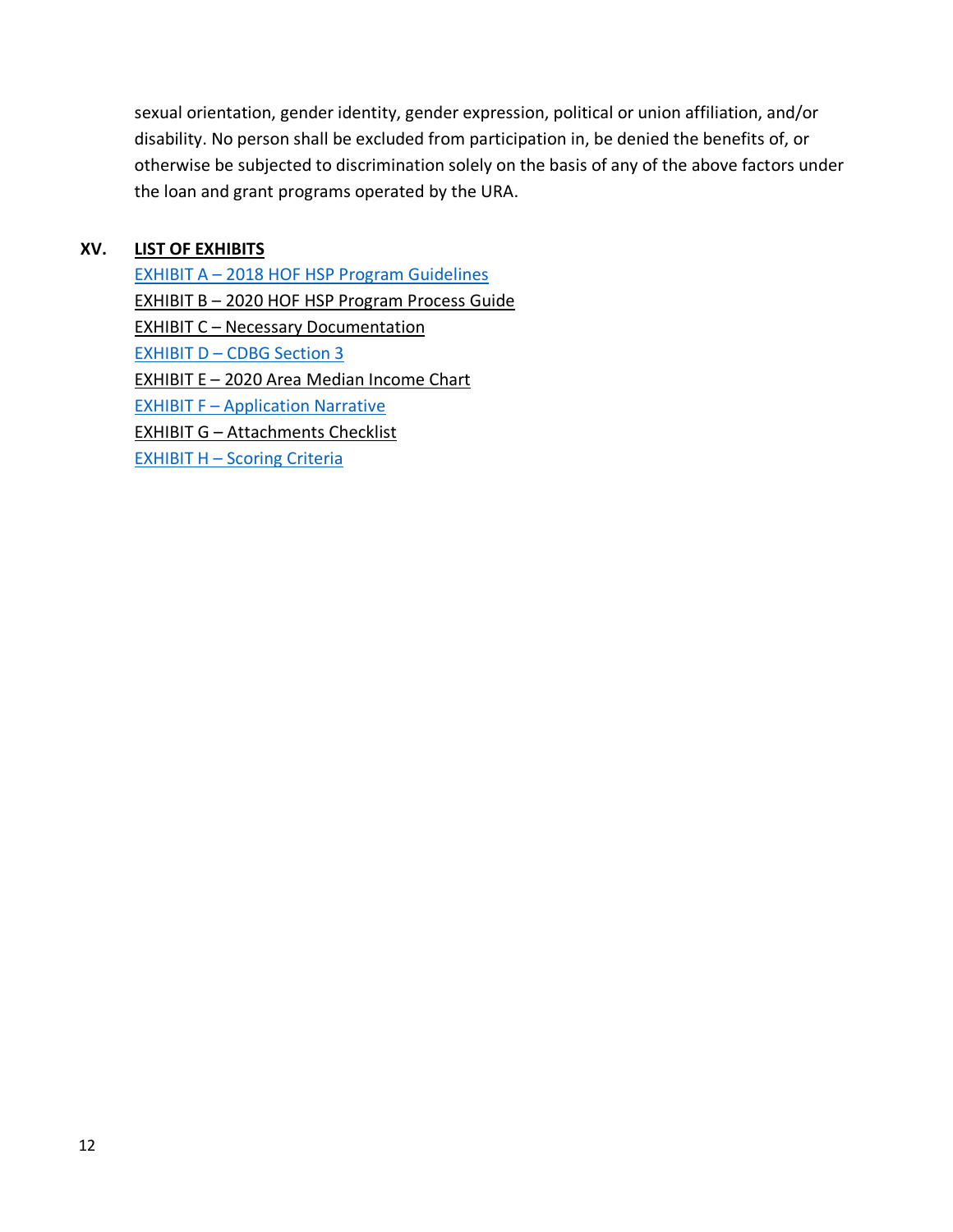sexual orientation, gender identity, gender expression, political or union affiliation, and/or disability. No person shall be excluded from participation in, be denied the benefits of, or otherwise be subjected to discrimination solely on the basis of any of the above factors under the loan and grant programs operated by the URA.

## XV. LIST OF EXHIBITS

EXHIBIT A – 2018 HOF HSP Program Guidelines
EXHIBIT B – 2020 HOF HSP Program Process Guide
EXHIBIT C – Necessary Documentation
EXHIBIT D – CDBG Section 3
EXHIBIT E – 2020 Area Median Income Chart
EXHIBIT F – Application Narrative
EXHIBIT G – Attachments Checklist
EXHIBIT H – Scoring Criteria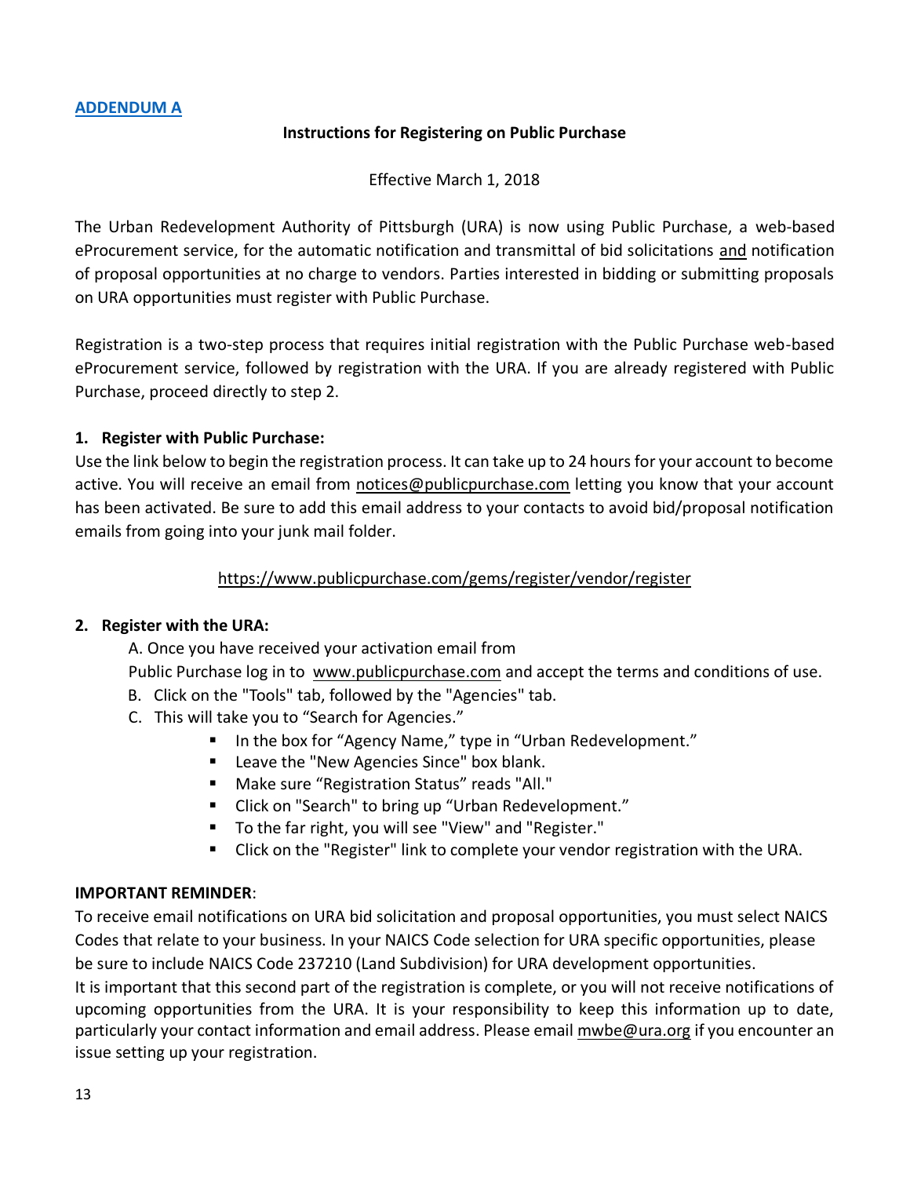## ADDENDUM A

### Instructions for Registering on Public Purchase

Effective March 1, 2018

The Urban Redevelopment Authority of Pittsburgh (URA) is now using Public Purchase, a web-based eProcurement service, for the automatic notification and transmittal of bid solicitations and notification of proposal opportunities at no charge to vendors. Parties interested in bidding or submitting proposals on URA opportunities must register with Public Purchase.

Registration is a two-step process that requires initial registration with the Public Purchase web-based eProcurement service, followed by registration with the URA. If you are already registered with Public Purchase, proceed directly to step 2.

**1. Register with Public Purchase:**

Use the link below to begin the registration process. It can take up to 24 hours for your account to become active. You will receive an email from notices@publicpurchase.com letting you know that your account has been activated. Be sure to add this email address to your contacts to avoid bid/proposal notification emails from going into your junk mail folder.

https://www.publicpurchase.com/gems/register/vendor/register

**2. Register with the URA:**

A. Once you have received your activation email from Public Purchase log in to www.publicpurchase.com and accept the terms and conditions of use.

B. Click on the "Tools" tab, followed by the "Agencies" tab.

C. This will take you to "Search for Agencies."

- In the box for "Agency Name," type in "Urban Redevelopment."
- Leave the "New Agencies Since" box blank.
- Make sure "Registration Status" reads "All."
- Click on "Search" to bring up "Urban Redevelopment."
- To the far right, you will see "View" and "Register."
- Click on the "Register" link to complete your vendor registration with the URA.

**IMPORTANT REMINDER**:

To receive email notifications on URA bid solicitation and proposal opportunities, you must select NAICS Codes that relate to your business. In your NAICS Code selection for URA specific opportunities, please be sure to include NAICS Code 237210 (Land Subdivision) for URA development opportunities.

It is important that this second part of the registration is complete, or you will not receive notifications of upcoming opportunities from the URA. It is your responsibility to keep this information up to date, particularly your contact information and email address. Please email mwbe@ura.org if you encounter an issue setting up your registration.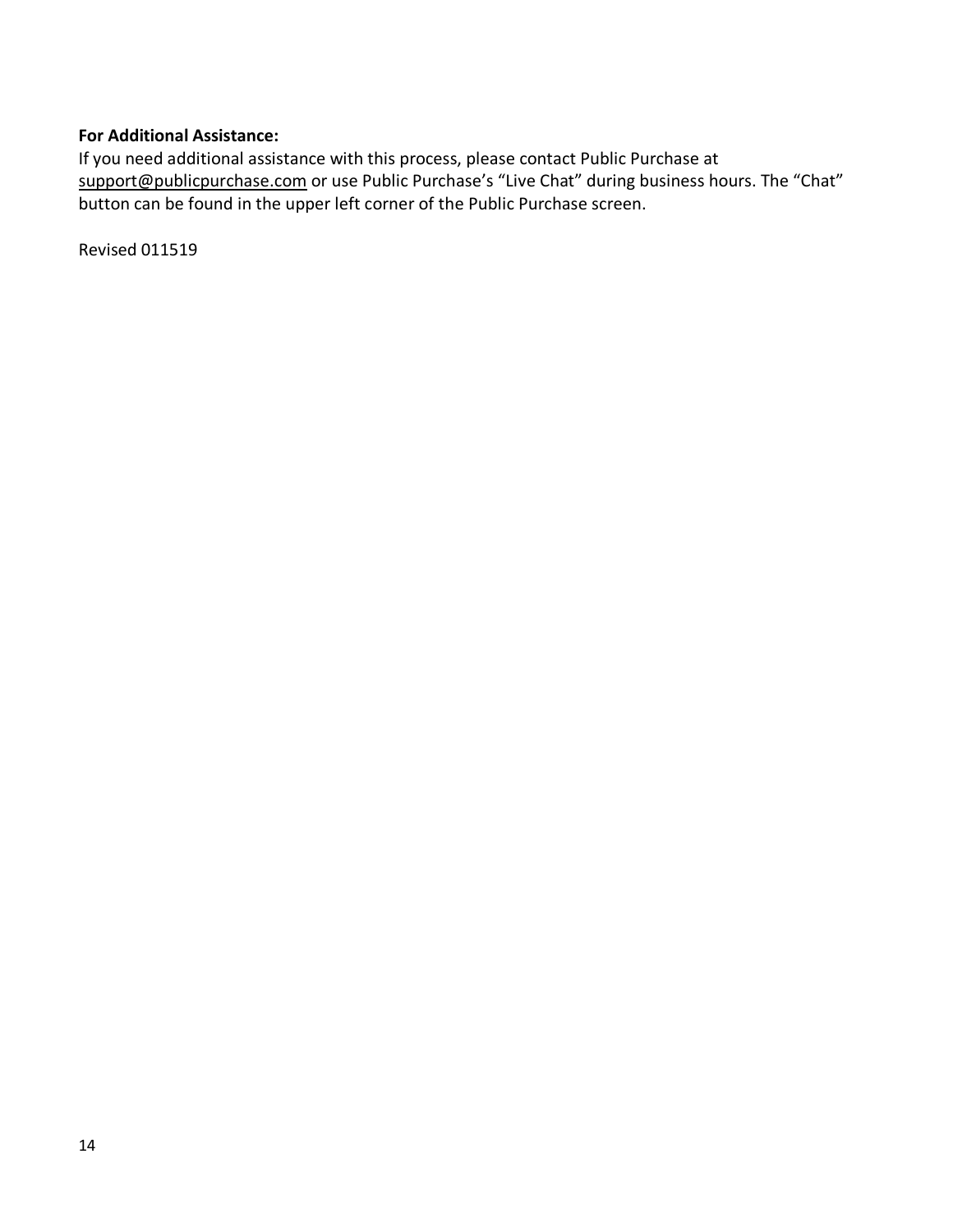**For Additional Assistance:**

If you need additional assistance with this process, please contact Public Purchase at support@publicpurchase.com or use Public Purchase's "Live Chat" during business hours. The "Chat" button can be found in the upper left corner of the Public Purchase screen.

Revised 011519